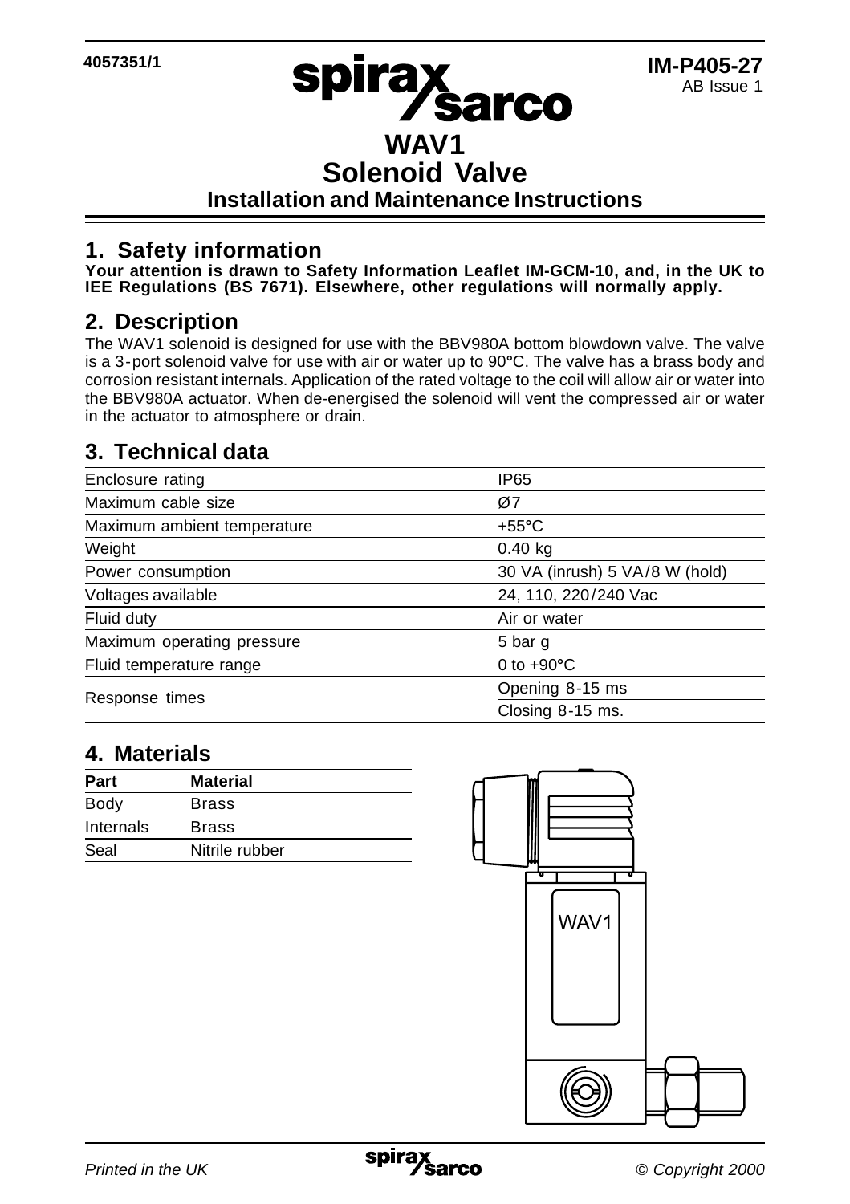4057351/1

IM-P405-27
AB Issue 1

# WAV1
# Solenoid Valve
## Installation and Maintenance Instructions

## 1. Safety information

**Your attention is drawn to Safety Information Leaflet IM-GCM-10, and, in the UK to IEE Regulations (BS 7671). Elsewhere, other regulations will normally apply.**

## 2. Description

The WAV1 solenoid is designed for use with the BBV980A bottom blowdown valve. The valve is a 3-port solenoid valve for use with air or water up to 90°C. The valve has a brass body and corrosion resistant internals. Application of the rated voltage to the coil will allow air or water into the BBV980A actuator. When de-energised the solenoid will vent the compressed air or water in the actuator to atmosphere or drain.

## 3. Technical data

| | |
|---|---|
| Enclosure rating | IP65 |
| Maximum cable size | Ø7 |
| Maximum ambient temperature | +55°C |
| Weight | 0.40 kg |
| Power consumption | 30 VA (inrush) 5 VA/8 W (hold) |
| Voltages available | 24, 110, 220/240 Vac |
| Fluid duty | Air or water |
| Maximum operating pressure | 5 bar g |
| Fluid temperature range | 0 to +90°C |
| Response times | Opening 8-15 ms |
| | Closing 8-15 ms. |

## 4. Materials

| Part | Material |
|---|---|
| Body | Brass |
| Internals | Brass |
| Seal | Nitrile rubber |

WAV1

*Printed in the UK* *© Copyright 2000*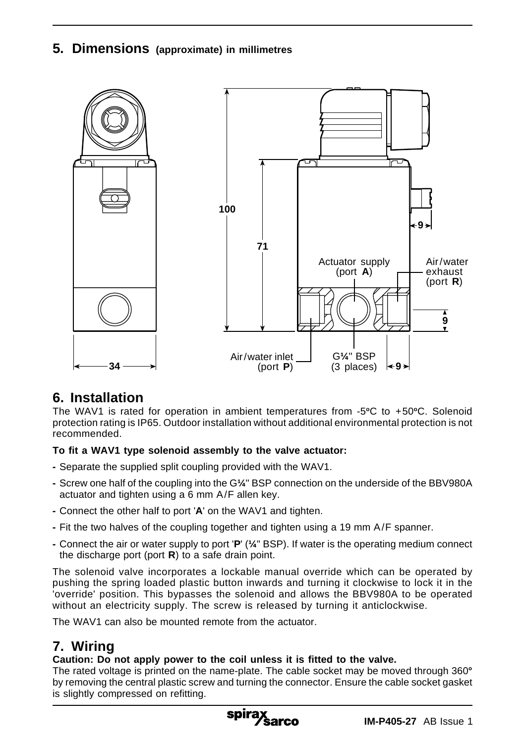## 5. Dimensions (approximate) in millimetres

100

71

9

Actuator supply
(port **A**)

Air/water
exhaust
(port **R**)

9

34

Air/water inlet
(port **P**)

G¼" BSP
(3 places)

9

## 6. Installation

The WAV1 is rated for operation in ambient temperatures from -5ºC to +50ºC. Solenoid protection rating is IP65. Outdoor installation without additional environmental protection is not recommended.

**To fit a WAV1 type solenoid assembly to the valve actuator:**

- Separate the supplied split coupling provided with the WAV1.
- Screw one half of the coupling into the G**¼**" BSP connection on the underside of the BBV980A actuator and tighten using a 6 mm A/F allen key.
- Connect the other half to port '**A**' on the WAV1 and tighten.
- Fit the two halves of the coupling together and tighten using a 19 mm A/F spanner.
- Connect the air or water supply to port '**P**' (**¼**" BSP). If water is the operating medium connect the discharge port (port **R**) to a safe drain point.

The solenoid valve incorporates a lockable manual override which can be operated by pushing the spring loaded plastic button inwards and turning it clockwise to lock it in the 'override' position. This bypasses the solenoid and allows the BBV980A to be operated without an electricity supply. The screw is released by turning it anticlockwise.

The WAV1 can also be mounted remote from the actuator.

## 7. Wiring

**Caution: Do not apply power to the coil unless it is fitted to the valve.**

The rated voltage is printed on the name-plate. The cable socket may be moved through 360° by removing the central plastic screw and turning the connector. Ensure the cable socket gasket is slightly compressed on refitting.